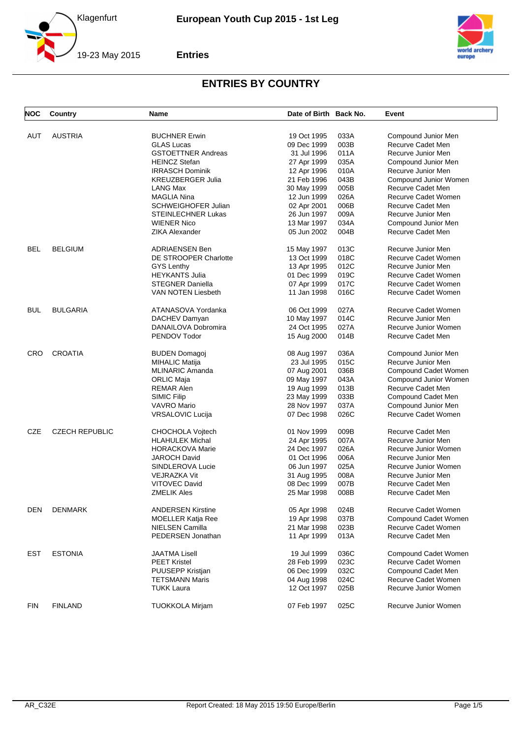# European Youth Cup 2015 - 1st Leg

Klagenfurt

19-23 May 2015

**Entries**

## ENTRIES BY COUNTRY

| NOC | Country | Name | Date of Birth | Back No. | Event |
|---|---|---|---|---|---|
| AUT | AUSTRIA | BUCHNER Erwin | 19 Oct 1995 | 033A | Compound Junior Men |
| | | GLAS Lucas | 09 Dec 1999 | 003B | Recurve Cadet Men |
| | | GSTOETTNER Andreas | 31 Jul 1996 | 011A | Recurve Junior Men |
| | | HEINCZ Stefan | 27 Apr 1999 | 035A | Compound Junior Men |
| | | IRRASCH Dominik | 12 Apr 1996 | 010A | Recurve Junior Men |
| | | KREUZBERGER Julia | 21 Feb 1996 | 043B | Compound Junior Women |
| | | LANG Max | 30 May 1999 | 005B | Recurve Cadet Men |
| | | MAGLIA Nina | 12 Jun 1999 | 026A | Recurve Cadet Women |
| | | SCHWEIGHOFER Julian | 02 Apr 2001 | 006B | Recurve Cadet Men |
| | | STEINLECHNER Lukas | 26 Jun 1997 | 009A | Recurve Junior Men |
| | | WIENER Nico | 13 Mar 1997 | 034A | Compound Junior Men |
| | | ZIKA Alexander | 05 Jun 2002 | 004B | Recurve Cadet Men |
| BEL | BELGIUM | ADRIAENSEN Ben | 15 May 1997 | 013C | Recurve Junior Men |
| | | DE STROOPER Charlotte | 13 Oct 1999 | 018C | Recurve Cadet Women |
| | | GYS Lenthy | 13 Apr 1995 | 012C | Recurve Junior Men |
| | | HEYKANTS Julia | 01 Dec 1999 | 019C | Recurve Cadet Women |
| | | STEGNER Daniella | 07 Apr 1999 | 017C | Recurve Cadet Women |
| | | VAN NOTEN Liesbeth | 11 Jan 1998 | 016C | Recurve Cadet Women |
| BUL | BULGARIA | ATANASOVA Yordanka | 06 Oct 1999 | 027A | Recurve Cadet Women |
| | | DACHEV Damyan | 10 May 1997 | 014C | Recurve Junior Men |
| | | DANAILOVA Dobromira | 24 Oct 1995 | 027A | Recurve Junior Women |
| | | PENDOV Todor | 15 Aug 2000 | 014B | Recurve Cadet Men |
| CRO | CROATIA | BUDEN Domagoj | 08 Aug 1997 | 036A | Compound Junior Men |
| | | MIHALIC Matija | 23 Jul 1995 | 015C | Recurve Junior Men |
| | | MLINARIC Amanda | 07 Aug 2001 | 036B | Compound Cadet Women |
| | | ORLIC Maja | 09 May 1997 | 043A | Compound Junior Women |
| | | REMAR Alen | 19 Aug 1999 | 013B | Recurve Cadet Men |
| | | SIMIC Filip | 23 May 1999 | 033B | Compound Cadet Men |
| | | VAVRO Mario | 28 Nov 1997 | 037A | Compound Junior Men |
| | | VRSALOVIC Lucija | 07 Dec 1998 | 026C | Recurve Cadet Women |
| CZE | CZECH REPUBLIC | CHOCHOLA Vojtech | 01 Nov 1999 | 009B | Recurve Cadet Men |
| | | HLAHULEK Michal | 24 Apr 1995 | 007A | Recurve Junior Men |
| | | HORACKOVA Marie | 24 Dec 1997 | 026A | Recurve Junior Women |
| | | JAROCH David | 01 Oct 1996 | 006A | Recurve Junior Men |
| | | SINDLEROVA Lucie | 06 Jun 1997 | 025A | Recurve Junior Women |
| | | VEJRAZKA Vit | 31 Aug 1995 | 008A | Recurve Junior Men |
| | | VITOVEC David | 08 Dec 1999 | 007B | Recurve Cadet Men |
| | | ZMELIK Ales | 25 Mar 1998 | 008B | Recurve Cadet Men |
| DEN | DENMARK | ANDERSEN Kirstine | 05 Apr 1998 | 024B | Recurve Cadet Women |
| | | MOELLER Katja Ree | 19 Apr 1998 | 037B | Compound Cadet Women |
| | | NIELSEN Camilla | 21 Mar 1998 | 023B | Recurve Cadet Women |
| | | PEDERSEN Jonathan | 11 Apr 1999 | 013A | Recurve Cadet Men |
| EST | ESTONIA | JAATMA Lisell | 19 Jul 1999 | 036C | Compound Cadet Women |
| | | PEET Kristel | 28 Feb 1999 | 023C | Recurve Cadet Women |
| | | PUUSEPP Kristjan | 06 Dec 1999 | 032C | Compound Cadet Men |
| | | TETSMANN Maris | 04 Aug 1998 | 024C | Recurve Cadet Women |
| | | TUKK Laura | 12 Oct 1997 | 025B | Recurve Junior Women |
| FIN | FINLAND | TUOKKOLA Mirjam | 07 Feb 1997 | 025C | Recurve Junior Women |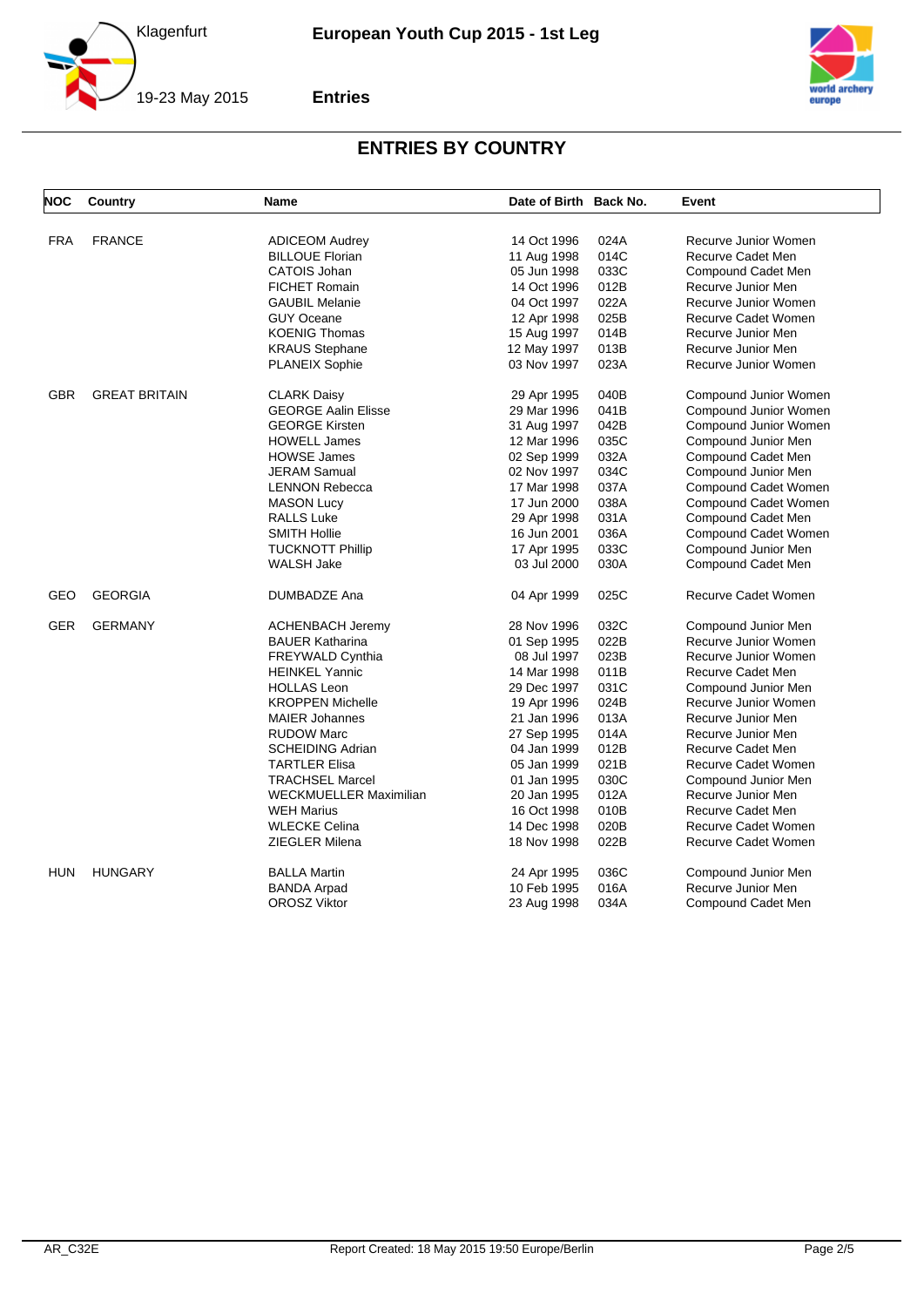# ENTRIES BY COUNTRY

| NOC | Country | Name | Date of Birth | Back No. | Event |
|---|---|---|---|---|---|
| FRA | FRANCE | ADICEOM Audrey | 14 Oct 1996 | 024A | Recurve Junior Women |
| | | BILLOUE Florian | 11 Aug 1998 | 014C | Recurve Cadet Men |
| | | CATOIS Johan | 05 Jun 1998 | 033C | Compound Cadet Men |
| | | FICHET Romain | 14 Oct 1996 | 012B | Recurve Junior Men |
| | | GAUBIL Melanie | 04 Oct 1997 | 022A | Recurve Junior Women |
| | | GUY Oceane | 12 Apr 1998 | 025B | Recurve Cadet Women |
| | | KOENIG Thomas | 15 Aug 1997 | 014B | Recurve Junior Men |
| | | KRAUS Stephane | 12 May 1997 | 013B | Recurve Junior Men |
| | | PLANEIX Sophie | 03 Nov 1997 | 023A | Recurve Junior Women |
| GBR | GREAT BRITAIN | CLARK Daisy | 29 Apr 1995 | 040B | Compound Junior Women |
| | | GEORGE Aalin Elisse | 29 Mar 1996 | 041B | Compound Junior Women |
| | | GEORGE Kirsten | 31 Aug 1997 | 042B | Compound Junior Women |
| | | HOWELL James | 12 Mar 1996 | 035C | Compound Junior Men |
| | | HOWSE James | 02 Sep 1999 | 032A | Compound Cadet Men |
| | | JERAM Samual | 02 Nov 1997 | 034C | Compound Junior Men |
| | | LENNON Rebecca | 17 Mar 1998 | 037A | Compound Cadet Women |
| | | MASON Lucy | 17 Jun 2000 | 038A | Compound Cadet Women |
| | | RALLS Luke | 29 Apr 1998 | 031A | Compound Cadet Men |
| | | SMITH Hollie | 16 Jun 2001 | 036A | Compound Cadet Women |
| | | TUCKNOTT Phillip | 17 Apr 1995 | 033C | Compound Junior Men |
| | | WALSH Jake | 03 Jul 2000 | 030A | Compound Cadet Men |
| GEO | GEORGIA | DUMBADZE Ana | 04 Apr 1999 | 025C | Recurve Cadet Women |
| GER | GERMANY | ACHENBACH Jeremy | 28 Nov 1996 | 032C | Compound Junior Men |
| | | BAUER Katharina | 01 Sep 1995 | 022B | Recurve Junior Women |
| | | FREYWALD Cynthia | 08 Jul 1997 | 023B | Recurve Junior Women |
| | | HEINKEL Yannic | 14 Mar 1998 | 011B | Recurve Cadet Men |
| | | HOLLAS Leon | 29 Dec 1997 | 031C | Compound Junior Men |
| | | KROPPEN Michelle | 19 Apr 1996 | 024B | Recurve Junior Women |
| | | MAIER Johannes | 21 Jan 1996 | 013A | Recurve Junior Men |
| | | RUDOW Marc | 27 Sep 1995 | 014A | Recurve Junior Men |
| | | SCHEIDING Adrian | 04 Jan 1999 | 012B | Recurve Cadet Men |
| | | TARTLER Elisa | 05 Jan 1999 | 021B | Recurve Cadet Women |
| | | TRACHSEL Marcel | 01 Jan 1995 | 030C | Compound Junior Men |
| | | WECKMUELLER Maximilian | 20 Jan 1995 | 012A | Recurve Junior Men |
| | | WEH Marius | 16 Oct 1998 | 010B | Recurve Cadet Men |
| | | WLECKE Celina | 14 Dec 1998 | 020B | Recurve Cadet Women |
| | | ZIEGLER Milena | 18 Nov 1998 | 022B | Recurve Cadet Women |
| HUN | HUNGARY | BALLA Martin | 24 Apr 1995 | 036C | Compound Junior Men |
| | | BANDA Arpad | 10 Feb 1995 | 016A | Recurve Junior Men |
| | | OROSZ Viktor | 23 Aug 1998 | 034A | Compound Cadet Men |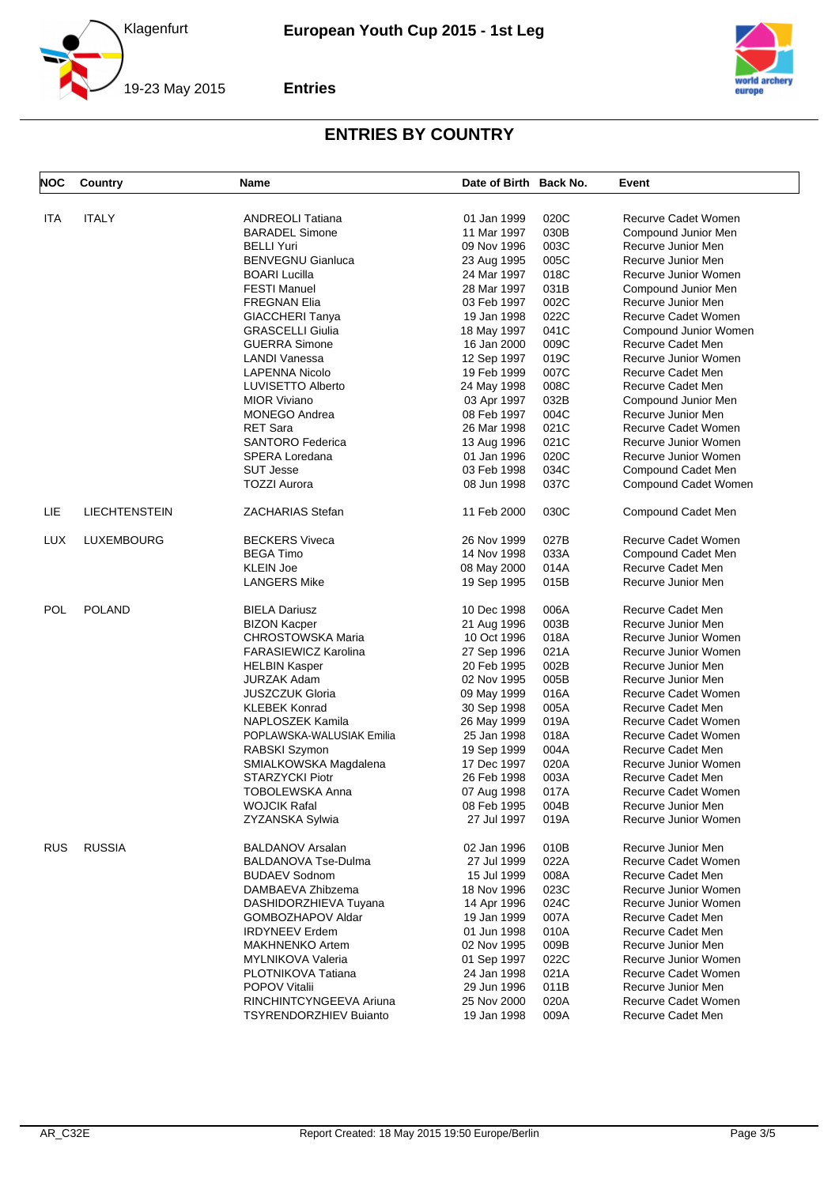## ENTRIES BY COUNTRY

| NOC | Country | Name | Date of Birth | Back No. | Event |
|---|---|---|---|---|---|
| ITA | ITALY | ANDREOLI Tatiana | 01 Jan 1999 | 020C | Recurve Cadet Women |
| | | BARADEL Simone | 11 Mar 1997 | 030B | Compound Junior Men |
| | | BELLI Yuri | 09 Nov 1996 | 003C | Recurve Junior Men |
| | | BENVEGNU Gianluca | 23 Aug 1995 | 005C | Recurve Junior Men |
| | | BOARI Lucilla | 24 Mar 1997 | 018C | Recurve Junior Women |
| | | FESTI Manuel | 28 Mar 1997 | 031B | Compound Junior Men |
| | | FREGNAN Elia | 03 Feb 1997 | 002C | Recurve Junior Men |
| | | GIACCHERI Tanya | 19 Jan 1998 | 022C | Recurve Cadet Women |
| | | GRASCELLI Giulia | 18 May 1997 | 041C | Compound Junior Women |
| | | GUERRA Simone | 16 Jan 2000 | 009C | Recurve Cadet Men |
| | | LANDI Vanessa | 12 Sep 1997 | 019C | Recurve Junior Women |
| | | LAPENNA Nicolo | 19 Feb 1999 | 007C | Recurve Cadet Men |
| | | LUVISETTO Alberto | 24 May 1998 | 008C | Recurve Cadet Men |
| | | MIOR Viviano | 03 Apr 1997 | 032B | Compound Junior Men |
| | | MONEGO Andrea | 08 Feb 1997 | 004C | Recurve Junior Men |
| | | RET Sara | 26 Mar 1998 | 021C | Recurve Cadet Women |
| | | SANTORO Federica | 13 Aug 1996 | 021C | Recurve Junior Women |
| | | SPERA Loredana | 01 Jan 1996 | 020C | Recurve Junior Women |
| | | SUT Jesse | 03 Feb 1998 | 034C | Compound Cadet Men |
| | | TOZZI Aurora | 08 Jun 1998 | 037C | Compound Cadet Women |
| LIE | LIECHTENSTEIN | ZACHARIAS Stefan | 11 Feb 2000 | 030C | Compound Cadet Men |
| LUX | LUXEMBOURG | BECKERS Viveca | 26 Nov 1999 | 027B | Recurve Cadet Women |
| | | BEGA Timo | 14 Nov 1998 | 033A | Compound Cadet Men |
| | | KLEIN Joe | 08 May 2000 | 014A | Recurve Cadet Men |
| | | LANGERS Mike | 19 Sep 1995 | 015B | Recurve Junior Men |
| POL | POLAND | BIELA Dariusz | 10 Dec 1998 | 006A | Recurve Cadet Men |
| | | BIZON Kacper | 21 Aug 1996 | 003B | Recurve Junior Men |
| | | CHROSTOWSKA Maria | 10 Oct 1996 | 018A | Recurve Junior Women |
| | | FARASIEWICZ Karolina | 27 Sep 1996 | 021A | Recurve Junior Women |
| | | HELBIN Kasper | 20 Feb 1995 | 002B | Recurve Junior Men |
| | | JURZAK Adam | 02 Nov 1995 | 005B | Recurve Junior Men |
| | | JUSZCZUK Gloria | 09 May 1999 | 016A | Recurve Cadet Women |
| | | KLEBEK Konrad | 30 Sep 1998 | 005A | Recurve Cadet Men |
| | | NAPLOSZEK Kamila | 26 May 1999 | 019A | Recurve Cadet Women |
| | | POPLAWSKA-WALUSIAK Emilia | 25 Jan 1998 | 018A | Recurve Cadet Women |
| | | RABSKI Szymon | 19 Sep 1999 | 004A | Recurve Cadet Men |
| | | SMIALKOWSKA Magdalena | 17 Dec 1997 | 020A | Recurve Junior Women |
| | | STARZYCKI Piotr | 26 Feb 1998 | 003A | Recurve Cadet Men |
| | | TOBOLEWSKA Anna | 07 Aug 1998 | 017A | Recurve Cadet Women |
| | | WOJCIK Rafal | 08 Feb 1995 | 004B | Recurve Junior Men |
| | | ZYZANSKA Sylwia | 27 Jul 1997 | 019A | Recurve Junior Women |
| RUS | RUSSIA | BALDANOV Arsalan | 02 Jan 1996 | 010B | Recurve Junior Men |
| | | BALDANOVA Tse-Dulma | 27 Jul 1999 | 022A | Recurve Cadet Women |
| | | BUDAEV Sodnom | 15 Jul 1999 | 008A | Recurve Cadet Men |
| | | DAMBAEVA Zhibzema | 18 Nov 1996 | 023C | Recurve Junior Women |
| | | DASHIDORZHIEVA Tuyana | 14 Apr 1996 | 024C | Recurve Junior Women |
| | | GOMBOZHAPOV Aldar | 19 Jan 1999 | 007A | Recurve Cadet Men |
| | | IRDYNEEV Erdem | 01 Jun 1998 | 010A | Recurve Cadet Men |
| | | MAKHNENKO Artem | 02 Nov 1995 | 009B | Recurve Junior Men |
| | | MYLNIKOVA Valeria | 01 Sep 1997 | 022C | Recurve Junior Women |
| | | PLOTNIKOVA Tatiana | 24 Jan 1998 | 021A | Recurve Cadet Women |
| | | POPOV Vitalii | 29 Jun 1996 | 011B | Recurve Junior Men |
| | | RINCHINTCYNGEEVA Ariuna | 25 Nov 2000 | 020A | Recurve Cadet Women |
| | | TSYRENDORZHIEV Buianto | 19 Jan 1998 | 009A | Recurve Cadet Men |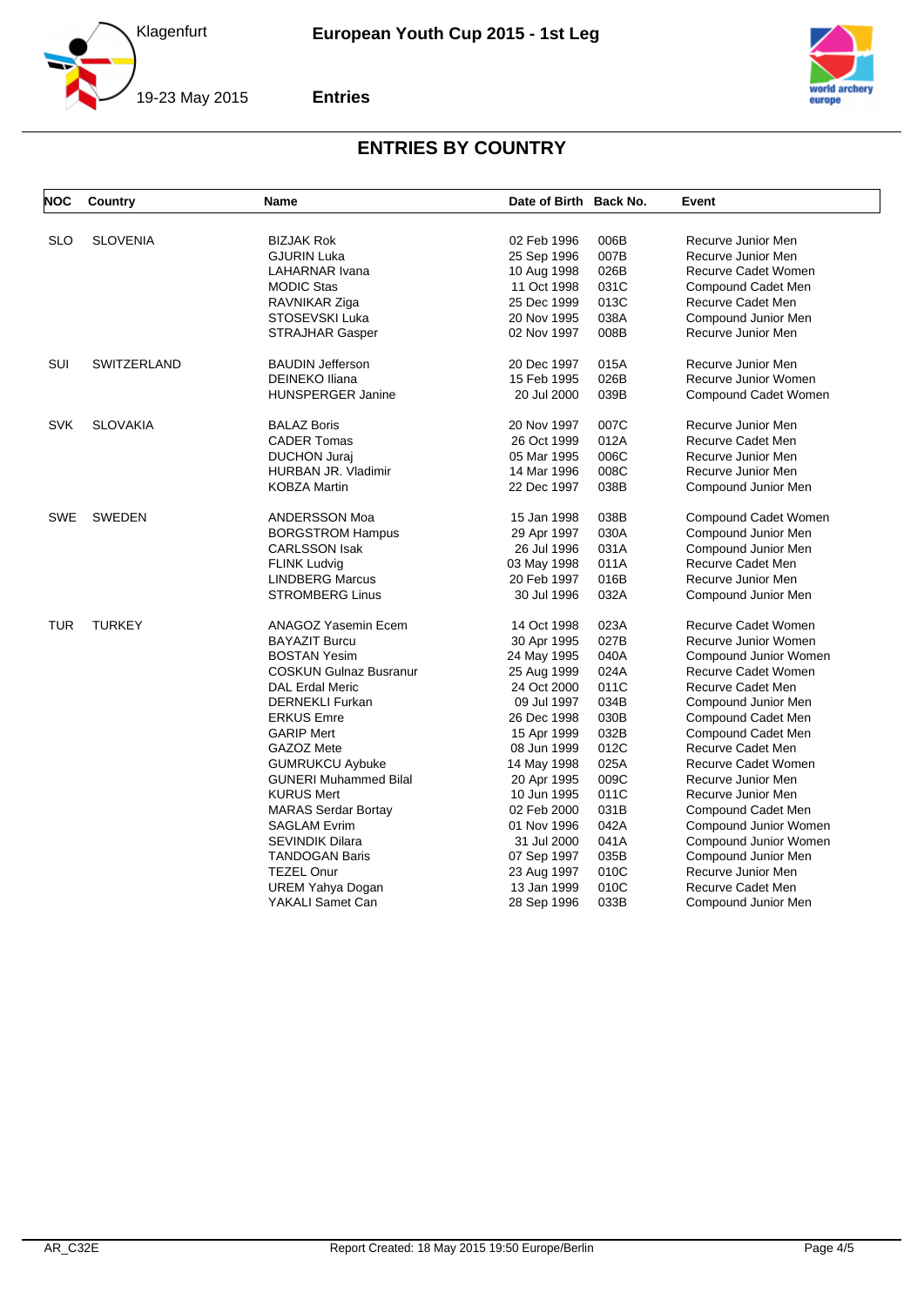## ENTRIES BY COUNTRY

| NOC | Country | Name | Date of Birth | Back No. | Event |
|---|---|---|---|---|---|
| SLO | SLOVENIA | BIZJAK Rok | 02 Feb 1996 | 006B | Recurve Junior Men |
| | | GJURIN Luka | 25 Sep 1996 | 007B | Recurve Junior Men |
| | | LAHARNAR Ivana | 10 Aug 1998 | 026B | Recurve Cadet Women |
| | | MODIC Stas | 11 Oct 1998 | 031C | Compound Cadet Men |
| | | RAVNIKAR Ziga | 25 Dec 1999 | 013C | Recurve Cadet Men |
| | | STOSEVSKI Luka | 20 Nov 1995 | 038A | Compound Junior Men |
| | | STRAJHAR Gasper | 02 Nov 1997 | 008B | Recurve Junior Men |
| SUI | SWITZERLAND | BAUDIN Jefferson | 20 Dec 1997 | 015A | Recurve Junior Men |
| | | DEINEKO Iliana | 15 Feb 1995 | 026B | Recurve Junior Women |
| | | HUNSPERGER Janine | 20 Jul 2000 | 039B | Compound Cadet Women |
| SVK | SLOVAKIA | BALAZ Boris | 20 Nov 1997 | 007C | Recurve Junior Men |
| | | CADER Tomas | 26 Oct 1999 | 012A | Recurve Cadet Men |
| | | DUCHON Juraj | 05 Mar 1995 | 006C | Recurve Junior Men |
| | | HURBAN JR. Vladimir | 14 Mar 1996 | 008C | Recurve Junior Men |
| | | KOBZA Martin | 22 Dec 1997 | 038B | Compound Junior Men |
| SWE | SWEDEN | ANDERSSON Moa | 15 Jan 1998 | 038B | Compound Cadet Women |
| | | BORGSTROM Hampus | 29 Apr 1997 | 030A | Compound Junior Men |
| | | CARLSSON Isak | 26 Jul 1996 | 031A | Compound Junior Men |
| | | FLINK Ludvig | 03 May 1998 | 011A | Recurve Cadet Men |
| | | LINDBERG Marcus | 20 Feb 1997 | 016B | Recurve Junior Men |
| | | STROMBERG Linus | 30 Jul 1996 | 032A | Compound Junior Men |
| TUR | TURKEY | ANAGOZ Yasemin Ecem | 14 Oct 1998 | 023A | Recurve Cadet Women |
| | | BAYAZIT Burcu | 30 Apr 1995 | 027B | Recurve Junior Women |
| | | BOSTAN Yesim | 24 May 1995 | 040A | Compound Junior Women |
| | | COSKUN Gulnaz Busranur | 25 Aug 1999 | 024A | Recurve Cadet Women |
| | | DAL Erdal Meric | 24 Oct 2000 | 011C | Recurve Cadet Men |
| | | DERNEKLI Furkan | 09 Jul 1997 | 034B | Compound Junior Men |
| | | ERKUS Emre | 26 Dec 1998 | 030B | Compound Cadet Men |
| | | GARIP Mert | 15 Apr 1999 | 032B | Compound Cadet Men |
| | | GAZOZ Mete | 08 Jun 1999 | 012C | Recurve Cadet Men |
| | | GUMRUKCU Aybuke | 14 May 1998 | 025A | Recurve Cadet Women |
| | | GUNERI Muhammed Bilal | 20 Apr 1995 | 009C | Recurve Junior Men |
| | | KURUS Mert | 10 Jun 1995 | 011C | Recurve Junior Men |
| | | MARAS Serdar Bortay | 02 Feb 2000 | 031B | Compound Cadet Men |
| | | SAGLAM Evrim | 01 Nov 1996 | 042A | Compound Junior Women |
| | | SEVINDIK Dilara | 31 Jul 2000 | 041A | Compound Junior Women |
| | | TANDOGAN Baris | 07 Sep 1997 | 035B | Compound Junior Men |
| | | TEZEL Onur | 23 Aug 1997 | 010C | Recurve Junior Men |
| | | UREM Yahya Dogan | 13 Jan 1999 | 010C | Recurve Cadet Men |
| | | YAKALI Samet Can | 28 Sep 1996 | 033B | Compound Junior Men |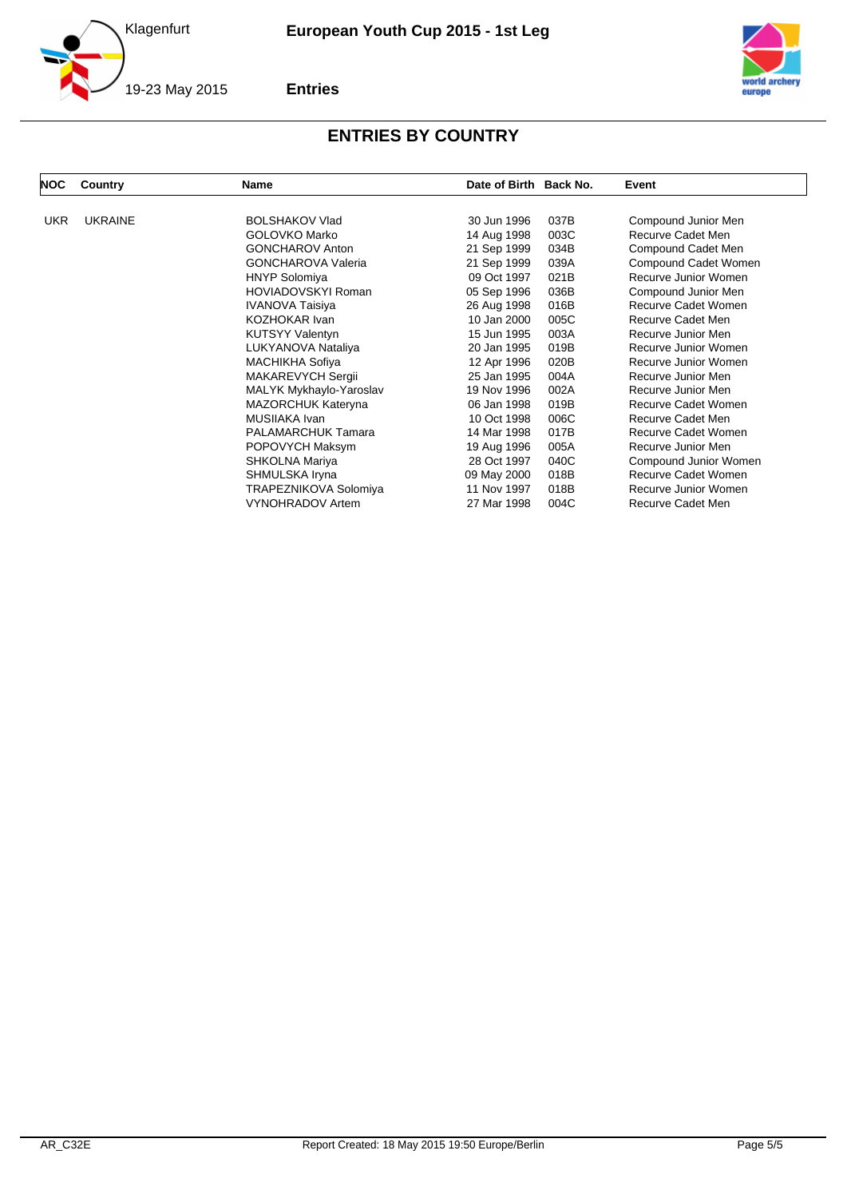# ENTRIES BY COUNTRY

| NOC | Country | Name | Date of Birth | Back No. | Event |
|---|---|---|---|---|---|
| UKR | UKRAINE | BOLSHAKOV Vlad | 30 Jun 1996 | 037B | Compound Junior Men |
| | | GOLOVKO Marko | 14 Aug 1998 | 003C | Recurve Cadet Men |
| | | GONCHAROV Anton | 21 Sep 1999 | 034B | Compound Cadet Men |
| | | GONCHAROVA Valeria | 21 Sep 1999 | 039A | Compound Cadet Women |
| | | HNYP Solomiya | 09 Oct 1997 | 021B | Recurve Junior Women |
| | | HOVIADOVSKYI Roman | 05 Sep 1996 | 036B | Compound Junior Men |
| | | IVANOVA Taisiya | 26 Aug 1998 | 016B | Recurve Cadet Women |
| | | KOZHOKAR Ivan | 10 Jan 2000 | 005C | Recurve Cadet Men |
| | | KUTSYY Valentyn | 15 Jun 1995 | 003A | Recurve Junior Men |
| | | LUKYANOVA Nataliya | 20 Jan 1995 | 019B | Recurve Junior Women |
| | | MACHIKHA Sofiya | 12 Apr 1996 | 020B | Recurve Junior Women |
| | | MAKAREVYCH Sergii | 25 Jan 1995 | 004A | Recurve Junior Men |
| | | MALYK Mykhaylo-Yaroslav | 19 Nov 1996 | 002A | Recurve Junior Men |
| | | MAZORCHUK Kateryna | 06 Jan 1998 | 019B | Recurve Cadet Women |
| | | MUSIIAKA Ivan | 10 Oct 1998 | 006C | Recurve Cadet Men |
| | | PALAMARCHUK Tamara | 14 Mar 1998 | 017B | Recurve Cadet Women |
| | | POPOVYCH Maksym | 19 Aug 1996 | 005A | Recurve Junior Men |
| | | SHKOLNA Mariya | 28 Oct 1997 | 040C | Compound Junior Women |
| | | SHMULSKA Iryna | 09 May 2000 | 018B | Recurve Cadet Women |
| | | TRAPEZNIKOVA Solomiya | 11 Nov 1997 | 018B | Recurve Junior Women |
| | | VYNOHRADOV Artem | 27 Mar 1998 | 004C | Recurve Cadet Men |